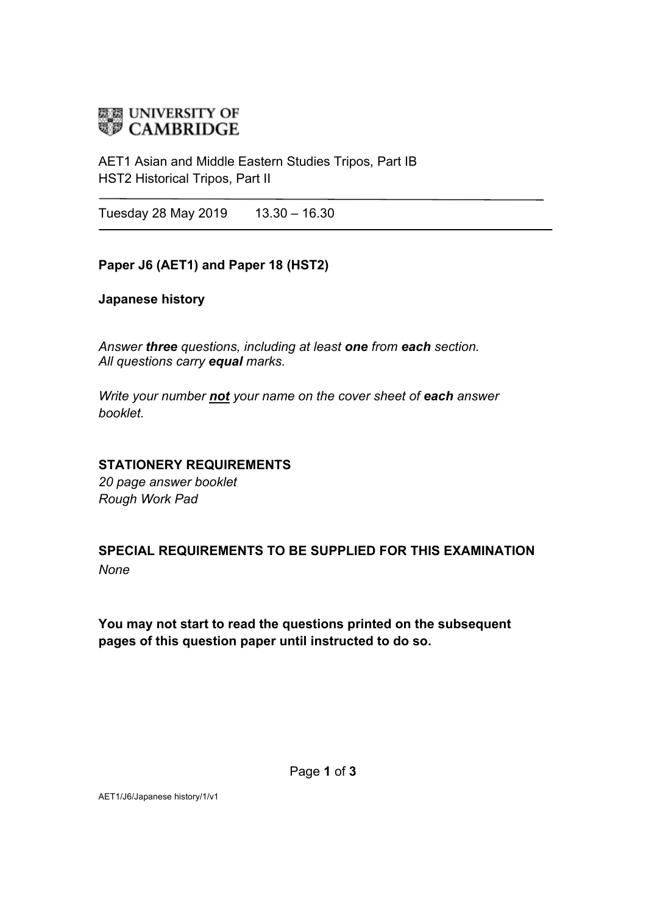UNIVERSITY OF CAMBRIDGE

AET1 Asian and Middle Eastern Studies Tripos, Part IB
HST2 Historical Tripos, Part II

Tuesday 28 May 2019 13.30 – 16.30

**Paper J6 (AET1) and Paper 18 (HST2)**

**Japanese history**

*Answer **three** questions, including at least **one** from **each** section.*
*All questions carry **equal** marks.*

*Write your number **not** your name on the cover sheet of **each** answer booklet.*

**STATIONERY REQUIREMENTS**
*20 page answer booklet*
*Rough Work Pad*

**SPECIAL REQUIREMENTS TO BE SUPPLIED FOR THIS EXAMINATION**
*None*

**You may not start to read the questions printed on the subsequent pages of this question paper until instructed to do so.**

AET1/J6/Japanese history/1/v1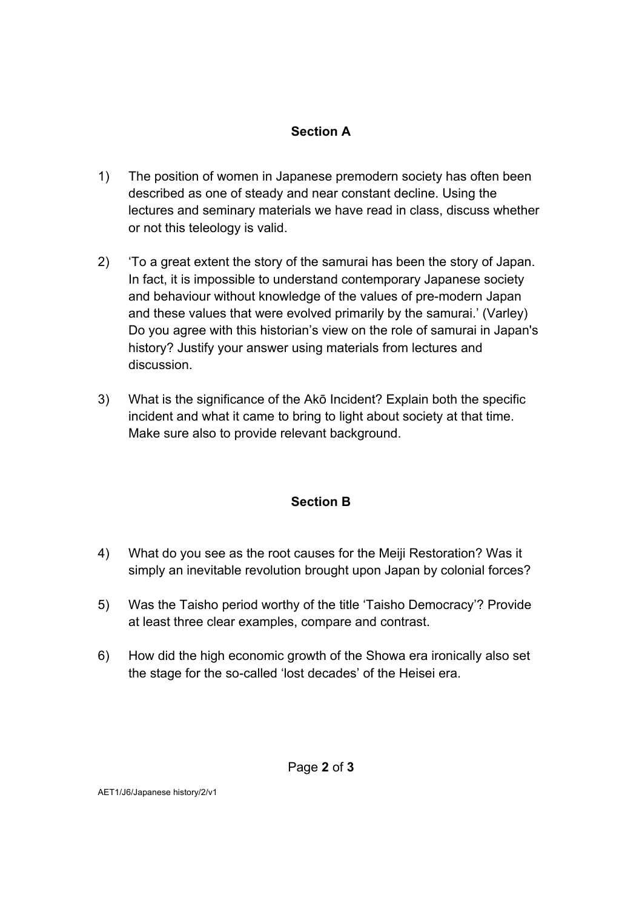## Section A

1) The position of women in Japanese premodern society has often been described as one of steady and near constant decline. Using the lectures and seminary materials we have read in class, discuss whether or not this teleology is valid.

2) 'To a great extent the story of the samurai has been the story of Japan. In fact, it is impossible to understand contemporary Japanese society and behaviour without knowledge of the values of pre-modern Japan and these values that were evolved primarily by the samurai.' (Varley) Do you agree with this historian's view on the role of samurai in Japan's history? Justify your answer using materials from lectures and discussion.

3) What is the significance of the Akō Incident? Explain both the specific incident and what it came to bring to light about society at that time. Make sure also to provide relevant background.

## Section B

4) What do you see as the root causes for the Meiji Restoration? Was it simply an inevitable revolution brought upon Japan by colonial forces?

5) Was the Taisho period worthy of the title 'Taisho Democracy'? Provide at least three clear examples, compare and contrast.

6) How did the high economic growth of the Showa era ironically also set the stage for the so-called 'lost decades' of the Heisei era.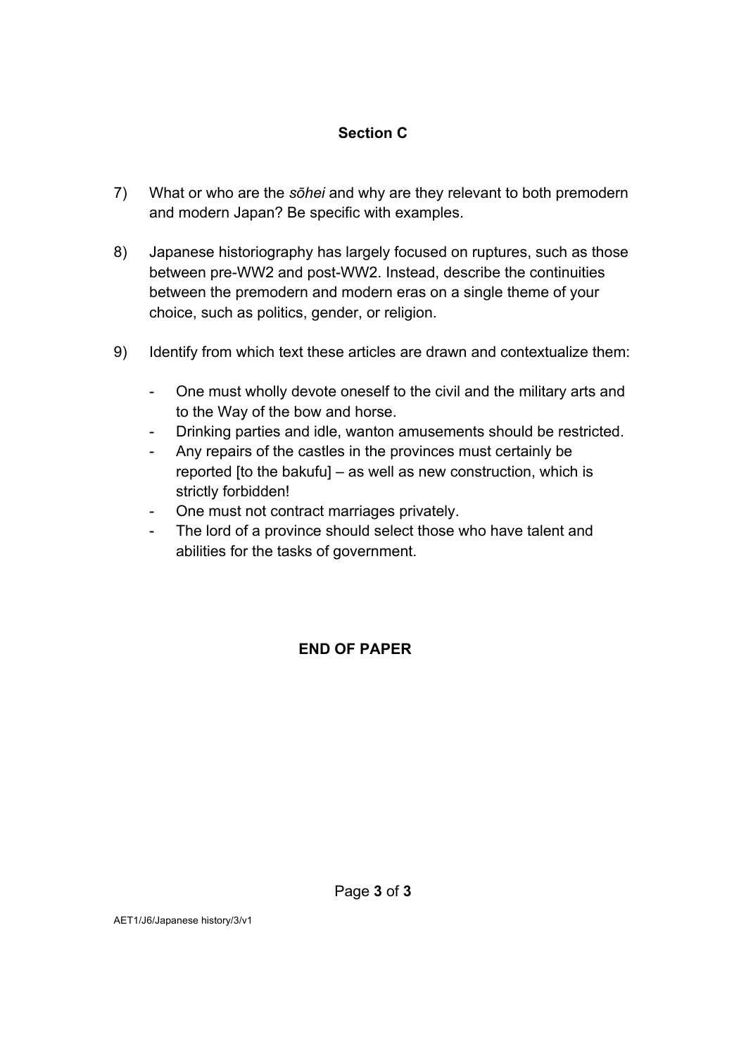## Section C

7) What or who are the *sōhei* and why are they relevant to both premodern and modern Japan? Be specific with examples.

8) Japanese historiography has largely focused on ruptures, such as those between pre-WW2 and post-WW2. Instead, describe the continuities between the premodern and modern eras on a single theme of your choice, such as politics, gender, or religion.

9) Identify from which text these articles are drawn and contextualize them:

   - One must wholly devote oneself to the civil and the military arts and to the Way of the bow and horse.
   - Drinking parties and idle, wanton amusements should be restricted.
   - Any repairs of the castles in the provinces must certainly be reported [to the bakufu] – as well as new construction, which is strictly forbidden!
   - One must not contract marriages privately.
   - The lord of a province should select those who have talent and abilities for the tasks of government.

**END OF PAPER**

AET1/J6/Japanese history/3/v1